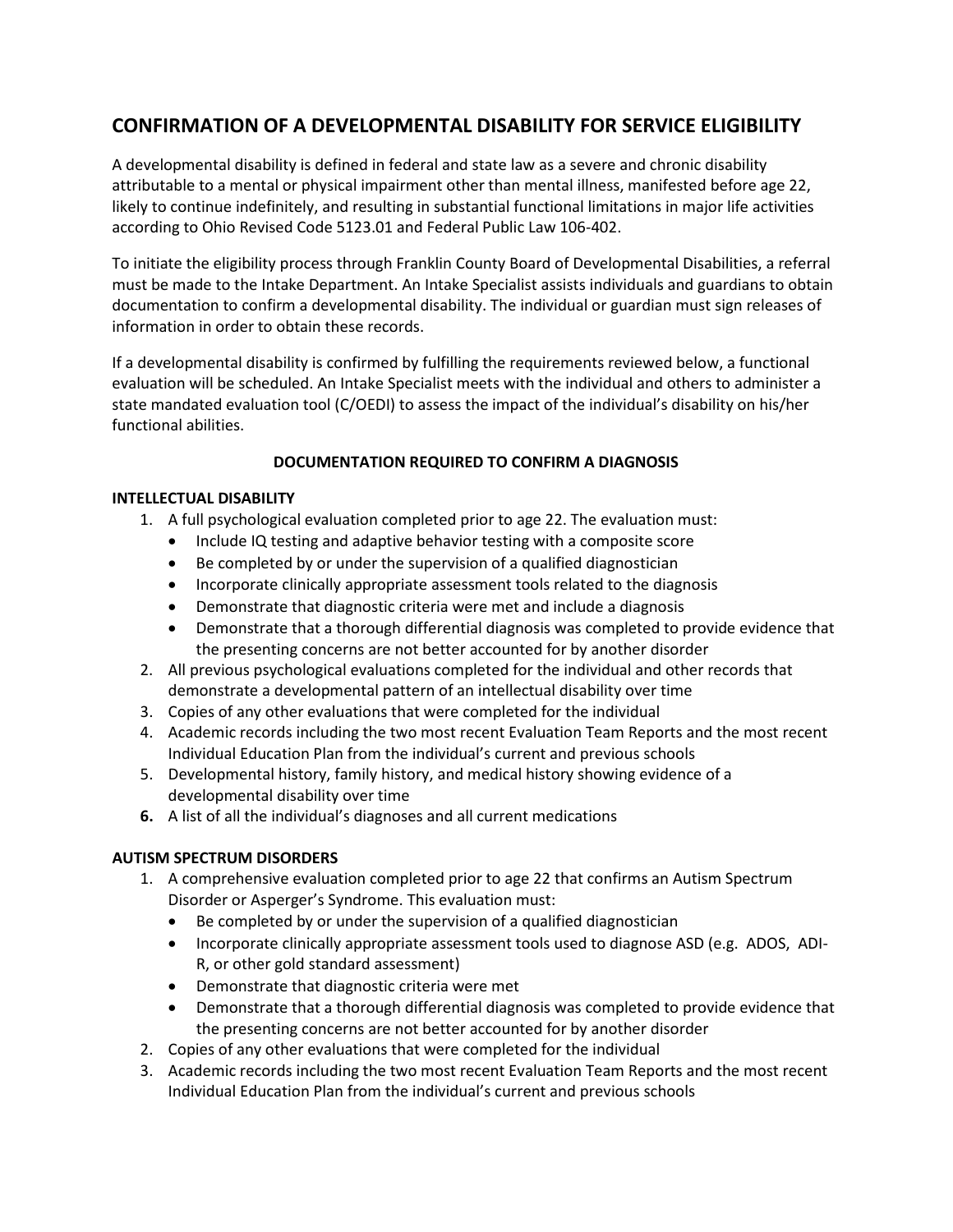# CONFIRMATION OF A DEVELOPMENTAL DISABILITY FOR SERVICE ELIGIBILITY

A developmental disability is defined in federal and state law as a severe and chronic disability attributable to a mental or physical impairment other than mental illness, manifested before age 22, likely to continue indefinitely, and resulting in substantial functional limitations in major life activities according to Ohio Revised Code 5123.01 and Federal Public Law 106-402.

To initiate the eligibility process through Franklin County Board of Developmental Disabilities, a referral must be made to the Intake Department. An Intake Specialist assists individuals and guardians to obtain documentation to confirm a developmental disability. The individual or guardian must sign releases of information in order to obtain these records.

If a developmental disability is confirmed by fulfilling the requirements reviewed below, a functional evaluation will be scheduled. An Intake Specialist meets with the individual and others to administer a state mandated evaluation tool (C/OEDI) to assess the impact of the individual's disability on his/her functional abilities.

## DOCUMENTATION REQUIRED TO CONFIRM A DIAGNOSIS

### INTELLECTUAL DISABILITY

1. A full psychological evaluation completed prior to age 22. The evaluation must:
   - Include IQ testing and adaptive behavior testing with a composite score
   - Be completed by or under the supervision of a qualified diagnostician
   - Incorporate clinically appropriate assessment tools related to the diagnosis
   - Demonstrate that diagnostic criteria were met and include a diagnosis
   - Demonstrate that a thorough differential diagnosis was completed to provide evidence that the presenting concerns are not better accounted for by another disorder
2. All previous psychological evaluations completed for the individual and other records that demonstrate a developmental pattern of an intellectual disability over time
3. Copies of any other evaluations that were completed for the individual
4. Academic records including the two most recent Evaluation Team Reports and the most recent Individual Education Plan from the individual's current and previous schools
5. Developmental history, family history, and medical history showing evidence of a developmental disability over time
6. A list of all the individual's diagnoses and all current medications

### AUTISM SPECTRUM DISORDERS

1. A comprehensive evaluation completed prior to age 22 that confirms an Autism Spectrum Disorder or Asperger's Syndrome. This evaluation must:
   - Be completed by or under the supervision of a qualified diagnostician
   - Incorporate clinically appropriate assessment tools used to diagnose ASD (e.g. ADOS, ADI-R, or other gold standard assessment)
   - Demonstrate that diagnostic criteria were met
   - Demonstrate that a thorough differential diagnosis was completed to provide evidence that the presenting concerns are not better accounted for by another disorder
2. Copies of any other evaluations that were completed for the individual
3. Academic records including the two most recent Evaluation Team Reports and the most recent Individual Education Plan from the individual's current and previous schools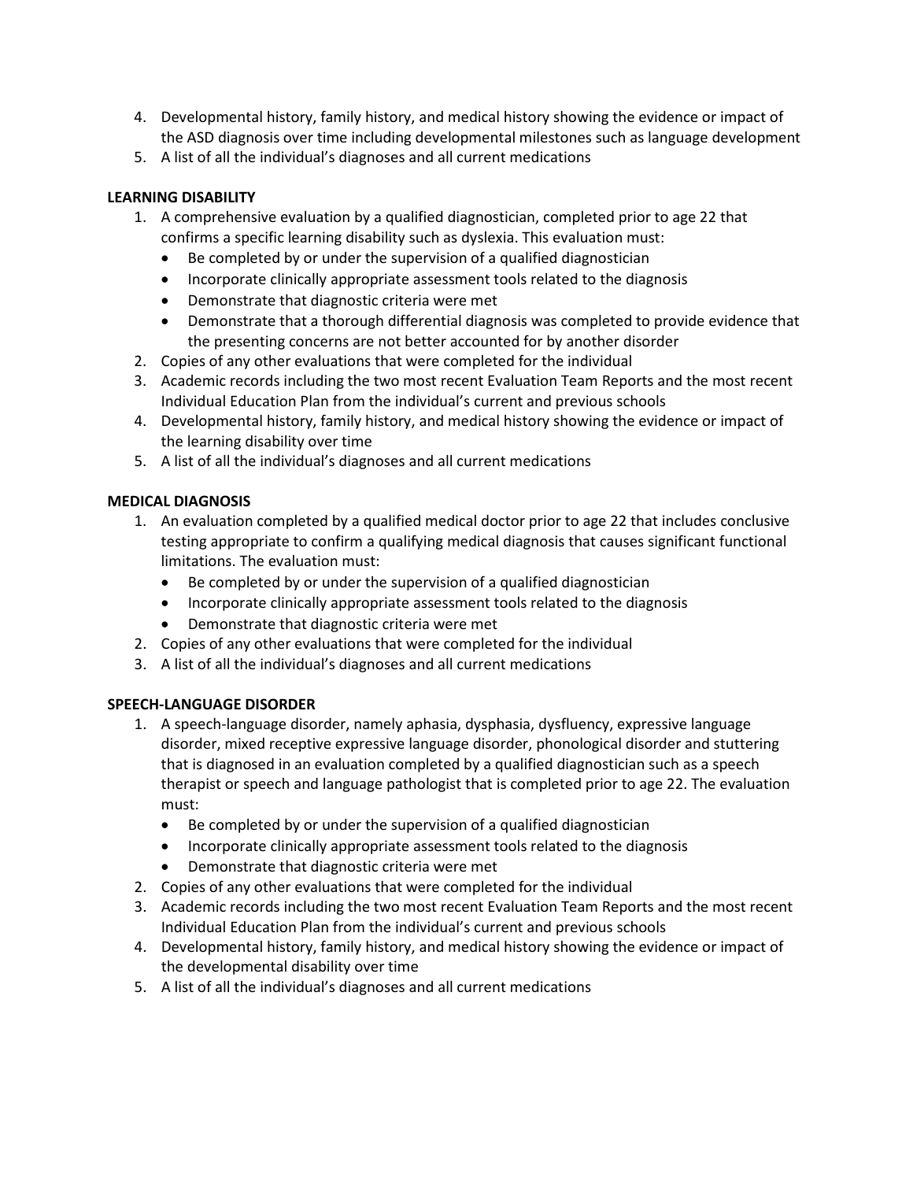4. Developmental history, family history, and medical history showing the evidence or impact of the ASD diagnosis over time including developmental milestones such as language development
5. A list of all the individual's diagnoses and all current medications

**LEARNING DISABILITY**

1. A comprehensive evaluation by a qualified diagnostician, completed prior to age 22 that confirms a specific learning disability such as dyslexia. This evaluation must:
   - Be completed by or under the supervision of a qualified diagnostician
   - Incorporate clinically appropriate assessment tools related to the diagnosis
   - Demonstrate that diagnostic criteria were met
   - Demonstrate that a thorough differential diagnosis was completed to provide evidence that the presenting concerns are not better accounted for by another disorder
2. Copies of any other evaluations that were completed for the individual
3. Academic records including the two most recent Evaluation Team Reports and the most recent Individual Education Plan from the individual's current and previous schools
4. Developmental history, family history, and medical history showing the evidence or impact of the learning disability over time
5. A list of all the individual's diagnoses and all current medications

**MEDICAL DIAGNOSIS**

1. An evaluation completed by a qualified medical doctor prior to age 22 that includes conclusive testing appropriate to confirm a qualifying medical diagnosis that causes significant functional limitations. The evaluation must:
   - Be completed by or under the supervision of a qualified diagnostician
   - Incorporate clinically appropriate assessment tools related to the diagnosis
   - Demonstrate that diagnostic criteria were met
2. Copies of any other evaluations that were completed for the individual
3. A list of all the individual's diagnoses and all current medications

**SPEECH-LANGUAGE DISORDER**

1. A speech-language disorder, namely aphasia, dysphasia, dysfluency, expressive language disorder, mixed receptive expressive language disorder, phonological disorder and stuttering that is diagnosed in an evaluation completed by a qualified diagnostician such as a speech therapist or speech and language pathologist that is completed prior to age 22. The evaluation must:
   - Be completed by or under the supervision of a qualified diagnostician
   - Incorporate clinically appropriate assessment tools related to the diagnosis
   - Demonstrate that diagnostic criteria were met
2. Copies of any other evaluations that were completed for the individual
3. Academic records including the two most recent Evaluation Team Reports and the most recent Individual Education Plan from the individual's current and previous schools
4. Developmental history, family history, and medical history showing the evidence or impact of the developmental disability over time
5. A list of all the individual's diagnoses and all current medications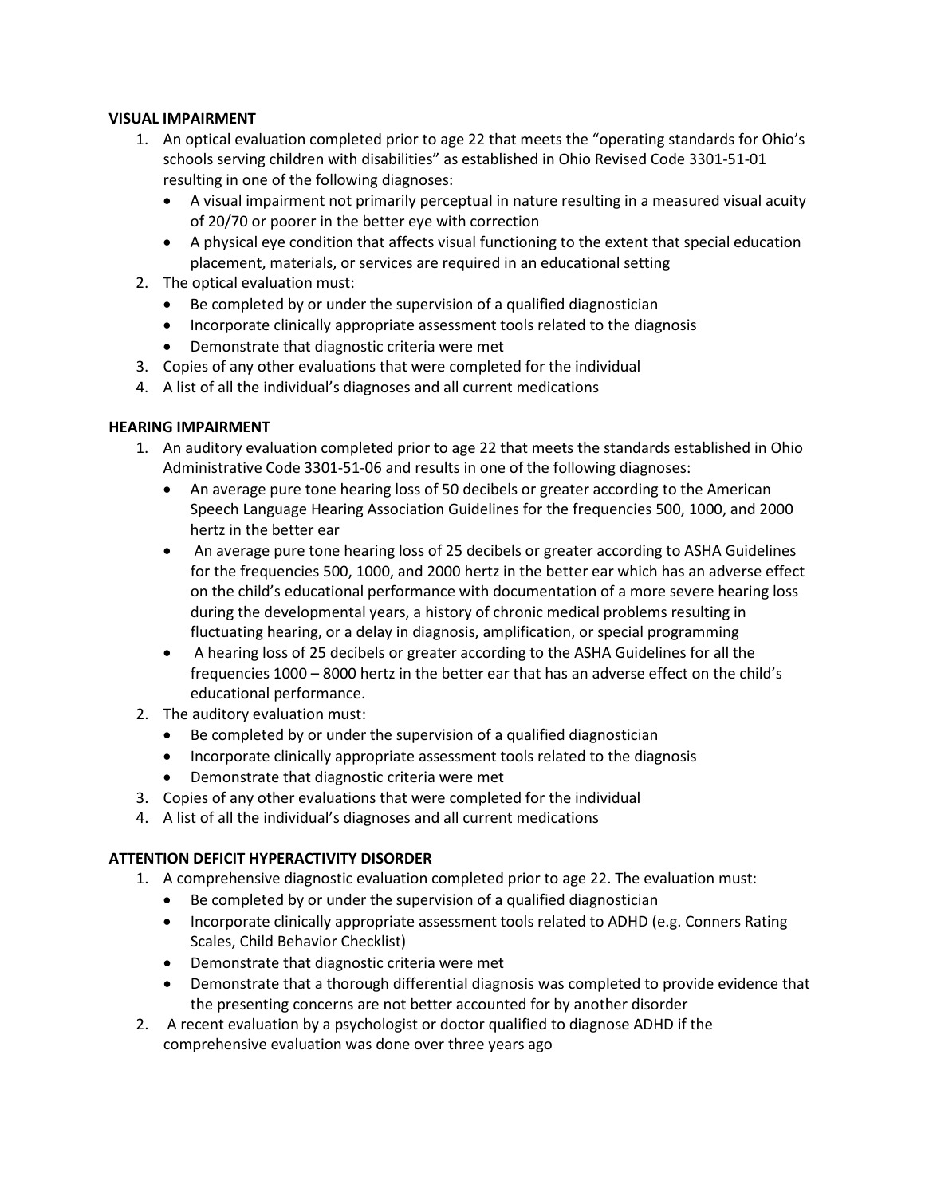**VISUAL IMPAIRMENT**

1. An optical evaluation completed prior to age 22 that meets the "operating standards for Ohio's schools serving children with disabilities" as established in Ohio Revised Code 3301-51-01 resulting in one of the following diagnoses:
   - A visual impairment not primarily perceptual in nature resulting in a measured visual acuity of 20/70 or poorer in the better eye with correction
   - A physical eye condition that affects visual functioning to the extent that special education placement, materials, or services are required in an educational setting
2. The optical evaluation must:
   - Be completed by or under the supervision of a qualified diagnostician
   - Incorporate clinically appropriate assessment tools related to the diagnosis
   - Demonstrate that diagnostic criteria were met
3. Copies of any other evaluations that were completed for the individual
4. A list of all the individual's diagnoses and all current medications

**HEARING IMPAIRMENT**

1. An auditory evaluation completed prior to age 22 that meets the standards established in Ohio Administrative Code 3301-51-06 and results in one of the following diagnoses:
   - An average pure tone hearing loss of 50 decibels or greater according to the American Speech Language Hearing Association Guidelines for the frequencies 500, 1000, and 2000 hertz in the better ear
   - An average pure tone hearing loss of 25 decibels or greater according to ASHA Guidelines for the frequencies 500, 1000, and 2000 hertz in the better ear which has an adverse effect on the child's educational performance with documentation of a more severe hearing loss during the developmental years, a history of chronic medical problems resulting in fluctuating hearing, or a delay in diagnosis, amplification, or special programming
   - A hearing loss of 25 decibels or greater according to the ASHA Guidelines for all the frequencies 1000 – 8000 hertz in the better ear that has an adverse effect on the child's educational performance.
2. The auditory evaluation must:
   - Be completed by or under the supervision of a qualified diagnostician
   - Incorporate clinically appropriate assessment tools related to the diagnosis
   - Demonstrate that diagnostic criteria were met
3. Copies of any other evaluations that were completed for the individual
4. A list of all the individual's diagnoses and all current medications

**ATTENTION DEFICIT HYPERACTIVITY DISORDER**

1. A comprehensive diagnostic evaluation completed prior to age 22. The evaluation must:
   - Be completed by or under the supervision of a qualified diagnostician
   - Incorporate clinically appropriate assessment tools related to ADHD (e.g. Conners Rating Scales, Child Behavior Checklist)
   - Demonstrate that diagnostic criteria were met
   - Demonstrate that a thorough differential diagnosis was completed to provide evidence that the presenting concerns are not better accounted for by another disorder
2. A recent evaluation by a psychologist or doctor qualified to diagnose ADHD if the comprehensive evaluation was done over three years ago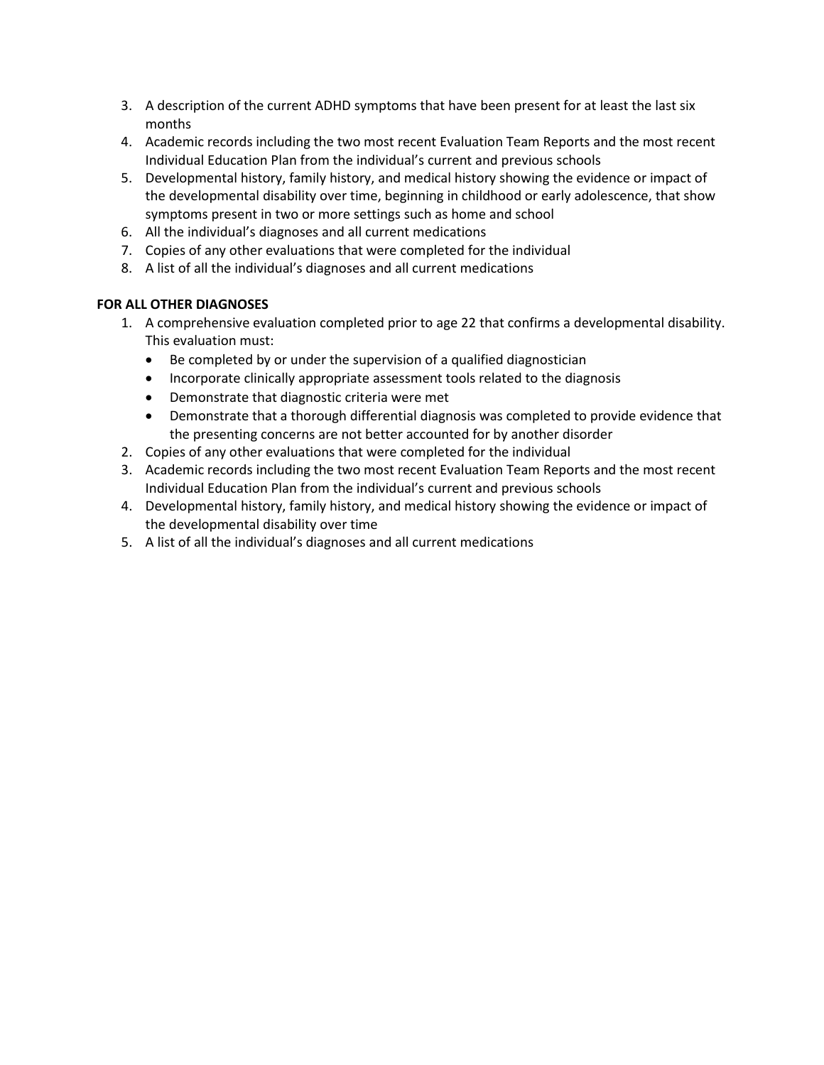3. A description of the current ADHD symptoms that have been present for at least the last six months
4. Academic records including the two most recent Evaluation Team Reports and the most recent Individual Education Plan from the individual's current and previous schools
5. Developmental history, family history, and medical history showing the evidence or impact of the developmental disability over time, beginning in childhood or early adolescence, that show symptoms present in two or more settings such as home and school
6. All the individual's diagnoses and all current medications
7. Copies of any other evaluations that were completed for the individual
8. A list of all the individual's diagnoses and all current medications

**FOR ALL OTHER DIAGNOSES**

1. A comprehensive evaluation completed prior to age 22 that confirms a developmental disability. This evaluation must:
   - Be completed by or under the supervision of a qualified diagnostician
   - Incorporate clinically appropriate assessment tools related to the diagnosis
   - Demonstrate that diagnostic criteria were met
   - Demonstrate that a thorough differential diagnosis was completed to provide evidence that the presenting concerns are not better accounted for by another disorder
2. Copies of any other evaluations that were completed for the individual
3. Academic records including the two most recent Evaluation Team Reports and the most recent Individual Education Plan from the individual's current and previous schools
4. Developmental history, family history, and medical history showing the evidence or impact of the developmental disability over time
5. A list of all the individual's diagnoses and all current medications